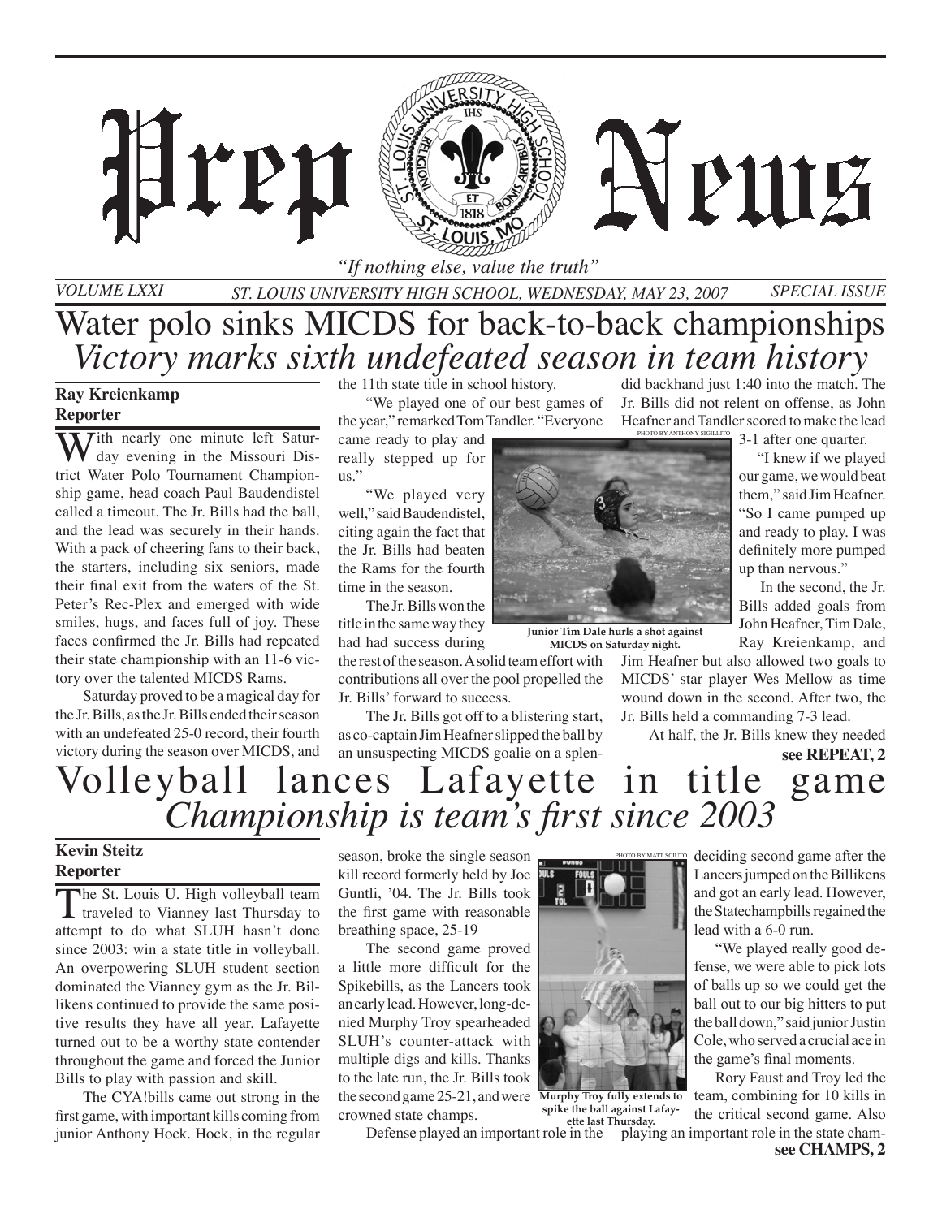# Prep News

*"If nothing else, value the truth"*

VOLUME LXXI — ST. LOUIS UNIVERSITY HIGH SCHOOL, WEDNESDAY, MAY 23, 2007 — SPECIAL ISSUE

## Water polo sinks MICDS for back-to-back championships

### *Victory marks sixth undefeated season in team history*

**Ray Kreienkamp**
**Reporter**

With nearly one minute left Saturday evening in the Missouri District Water Polo Tournament Championship game, head coach Paul Baudendistel called a timeout. The Jr. Bills had the ball, and the lead was securely in their hands. With a pack of cheering fans to their back, the starters, including six seniors, made their final exit from the waters of the St. Peter's Rec-Plex and emerged with wide smiles, hugs, and faces full of joy. These faces confirmed the Jr. Bills had repeated their state championship with an 11-6 victory over the talented MICDS Rams.

Saturday proved to be a magical day for the Jr. Bills, as the Jr. Bills ended their season with an undefeated 25-0 record, their fourth victory during the season over MICDS, and the 11th state title in school history.

"We played one of our best games of the year," remarked Tom Tandler. "Everyone came ready to play and really stepped up for us."

"We played very well," said Baudendistel, citing again the fact that the Jr. Bills had beaten the Rams for the fourth time in the season.

The Jr. Bills won the title in the same way they had had success during the rest of the season. A solid team effort with contributions all over the pool propelled the Jr. Bills' forward to success.

The Jr. Bills got off to a blistering start, as co-captain Jim Heafner slipped the ball by an unsuspecting MICDS goalie on a splendid backhand just 1:40 into the match. The Jr. Bills did not relent on offense, as John Heafner and Tandler scored to make the lead 3-1 after one quarter.

PHOTO BY ANTHONY SIGILLITO

**Junior Tim Dale hurls a shot against MICDS on Saturday night.**

"I knew if we played our game, we would beat them," said Jim Heafner. "So I came pumped up and ready to play. I was definitely more pumped up than nervous."

In the second, the Jr. Bills added goals from John Heafner, Tim Dale, Ray Kreienkamp, and Jim Heafner but also allowed two goals to MICDS' star player Wes Mellow as time wound down in the second. After two, the Jr. Bills held a commanding 7-3 lead.

At half, the Jr. Bills knew they needed

**see REPEAT, 2**

## Volleyball lances Lafayette in title game

### *Championship is team's first since 2003*

**Kevin Steitz**
**Reporter**

The St. Louis U. High volleyball team traveled to Vianney last Thursday to attempt to do what SLUH hasn't done since 2003: win a state title in volleyball. An overpowering SLUH student section dominated the Vianney gym as the Jr. Billikens continued to provide the same positive results they have all year. Lafayette turned out to be a worthy state contender throughout the game and forced the Junior Bills to play with passion and skill.

The CYA!bills came out strong in the first game, with important kills coming from junior Anthony Hock. Hock, in the regular season, broke the single season kill record formerly held by Joe Guntli, '04. The Jr. Bills took the first game with reasonable breathing space, 25-19

The second game proved a little more difficult for the Spikebills, as the Lancers took an early lead. However, long-denied Murphy Troy spearheaded SLUH's counter-attack with multiple digs and kills. Thanks to the late run, the Jr. Bills took the second game 25-21, and were crowned state champs.

Defense played an important role in the deciding second game after the Lancers jumped on the Billikens and got an early lead. However, the Statechampbills regained the lead with a 6-0 run.

PHOTO BY MATT SCIUTO

**Murphy Troy fully extends to spike the ball against Lafayette last Thursday.**

"We played really good defense, we were able to pick lots of balls up so we could get the ball out to our big hitters to put the ball down," said junior Justin Cole, who served a crucial ace in the game's final moments.

Rory Faust and Troy led the team, combining for 10 kills in the critical second game. Also playing an important role in the state cham-

**see CHAMPS, 2**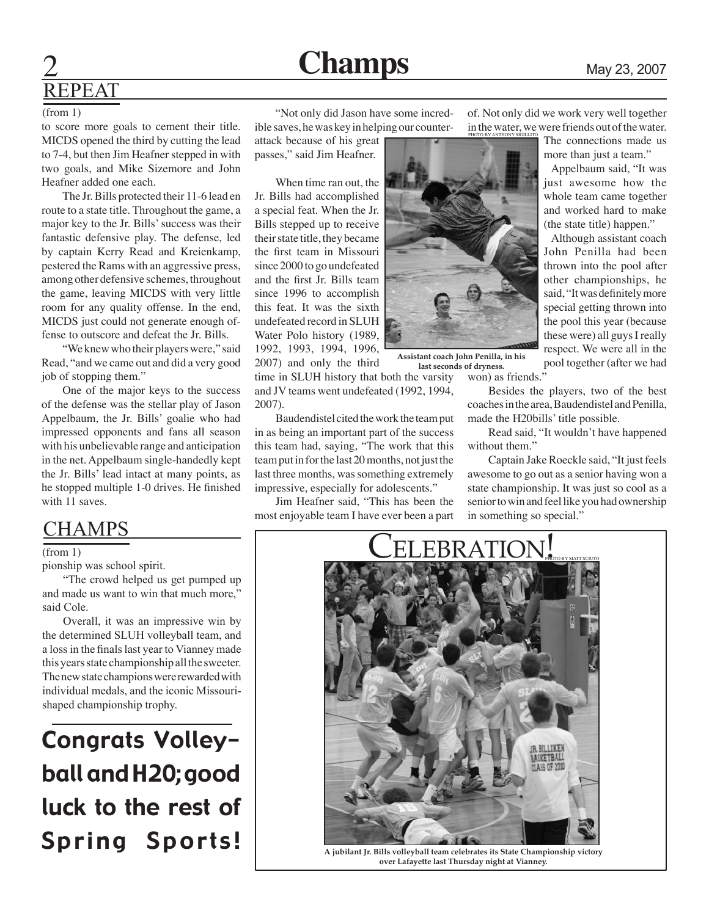## REPEAT

(from 1)

to score more goals to cement their title. MICDS opened the third by cutting the lead to 7-4, but then Jim Heafner stepped in with two goals, and Mike Sizemore and John Heafner added one each.

The Jr. Bills protected their 11-6 lead en route to a state title. Throughout the game, a major key to the Jr. Bills' success was their fantastic defensive play. The defense, led by captain Kerry Read and Kreienkamp, pestered the Rams with an aggressive press, among other defensive schemes, throughout the game, leaving MICDS with very little room for any quality offense. In the end, MICDS just could not generate enough offense to outscore and defeat the Jr. Bills.

"We knew who their players were," said Read, "and we came out and did a very good job of stopping them."

One of the major keys to the success of the defense was the stellar play of Jason Appelbaum, the Jr. Bills' goalie who had impressed opponents and fans all season with his unbelievable range and anticipation in the net. Appelbaum single-handedly kept the Jr. Bills' lead intact at many points, as he stopped multiple 1-0 drives. He finished with 11 saves.

"Not only did Jason have some incredible saves, he was key in helping our counterattack because of his great passes," said Jim Heafner.

When time ran out, the Jr. Bills had accomplished a special feat. When the Jr. Bills stepped up to receive their state title, they became the first team in Missouri since 2000 to go undefeated and the first Jr. Bills team since 1996 to accomplish this feat. It was the sixth undefeated record in SLUH Water Polo history (1989, 1992, 1993, 1994, 1996, 2007) and only the third time in SLUH history that both the varsity and JV teams went undefeated (1992, 1994, 2007).

PHOTO BY ANTHONY SIGILLITO

Assistant coach John Penilla, in his last seconds of dryness.

Baudendistel cited the work the team put in as being an important part of the success this team had, saying, "The work that this team put in for the last 20 months, not just the last three months, was something extremely impressive, especially for adolescents."

Jim Heafner said, "This has been the most enjoyable team I have ever been a part of. Not only did we work very well together in the water, we were friends out of the water. The connections made us more than just a team."

Appelbaum said, "It was just awesome how the whole team came together and worked hard to make (the state title) happen."

Although assistant coach John Penilla had been thrown into the pool after other championships, he said, "It was definitely more special getting thrown into the pool this year (because these were) all guys I really respect. We were all in the pool together (after we had won) as friends."

Besides the players, two of the best coaches in the area, Baudendistel and Penilla, made the H20bills' title possible.

Read said, "It wouldn't have happened without them."

Captain Jake Roeckle said, "It just feels awesome to go out as a senior having won a state championship. It was just so cool as a senior to win and feel like you had ownership in something so special."

## CHAMPS

(from 1)

pionship was school spirit.

"The crowd helped us get pumped up and made us want to win that much more," said Cole.

Overall, it was an impressive win by the determined SLUH volleyball team, and a loss in the finals last year to Vianney made this years state championship all the sweeter. The new state champions were rewarded with individual medals, and the iconic Missouri-shaped championship trophy.

**Congrats Volleyball and H20; good luck to the rest of Spring Sports!**

## CELEBRATION!

PHOTO BY MATT SCIUTO

A jubilant Jr. Bills volleyball team celebrates its State Championship victory over Lafayette last Thursday night at Vianney.